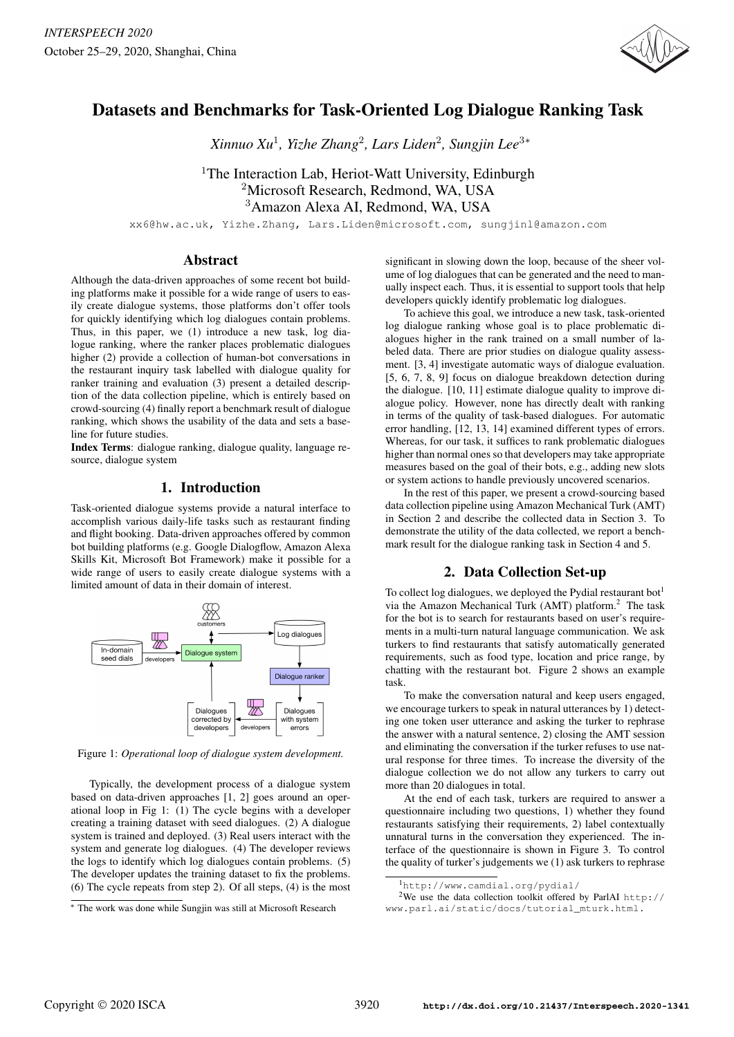# Datasets and Benchmarks for Task-Oriented Log Dialogue Ranking Task

*Xinnuo Xu*[1], *Yizhe Zhang*[2], *Lars Liden*[2], *Sungjin Lee*[3]*

[1]The Interaction Lab, Heriot-Watt University, Edinburgh
[2]Microsoft Research, Redmond, WA, USA
[3]Amazon Alexa AI, Redmond, WA, USA

xx6@hw.ac.uk, Yizhe.Zhang, Lars.Liden@microsoft.com, sungjinl@amazon.com

## Abstract

Although the data-driven approaches of some recent bot building platforms make it possible for a wide range of users to easily create dialogue systems, those platforms don't offer tools for quickly identifying which log dialogues contain problems. Thus, in this paper, we (1) introduce a new task, log dialogue ranking, where the ranker places problematic dialogues higher (2) provide a collection of human-bot conversations in the restaurant inquiry task labelled with dialogue quality for ranker training and evaluation (3) present a detailed description of the data collection pipeline, which is entirely based on crowd-sourcing (4) finally report a benchmark result of dialogue ranking, which shows the usability of the data and sets a baseline for future studies.

**Index Terms**: dialogue ranking, dialogue quality, language resource, dialogue system

## 1. Introduction

Task-oriented dialogue systems provide a natural interface to accomplish various daily-life tasks such as restaurant finding and flight booking. Data-driven approaches offered by common bot building platforms (e.g. Google Dialogflow, Amazon Alexa Skills Kit, Microsoft Bot Framework) make it possible for a wide range of users to easily create dialogue systems with a limited amount of data in their domain of interest.

Figure 1: *Operational loop of dialogue system development.*

Typically, the development process of a dialogue system based on data-driven approaches [1, 2] goes around an operational loop in Fig 1: (1) The cycle begins with a developer creating a training dataset with seed dialogues. (2) A dialogue system is trained and deployed. (3) Real users interact with the system and generate log dialogues. (4) The developer reviews the logs to identify which log dialogues contain problems. (5) The developer updates the training dataset to fix the problems. (6) The cycle repeats from step 2). Of all steps, (4) is the most significant in slowing down the loop, because of the sheer volume of log dialogues that can be generated and the need to manually inspect each. Thus, it is essential to support tools that help developers quickly identify problematic log dialogues.

To achieve this goal, we introduce a new task, task-oriented log dialogue ranking whose goal is to place problematic dialogues higher in the rank trained on a small number of labeled data. There are prior studies on dialogue quality assessment. [3, 4] investigate automatic ways of dialogue evaluation. [5, 6, 7, 8, 9] focus on dialogue breakdown detection during the dialogue. [10, 11] estimate dialogue quality to improve dialogue policy. However, none has directly dealt with ranking in terms of the quality of task-based dialogues. For automatic error handling, [12, 13, 14] examined different types of errors. Whereas, for our task, it suffices to rank problematic dialogues higher than normal ones so that developers may take appropriate measures based on the goal of their bots, e.g., adding new slots or system actions to handle previously uncovered scenarios.

In the rest of this paper, we present a crowd-sourcing based data collection pipeline using Amazon Mechanical Turk (AMT) in Section 2 and describe the collected data in Section 3. To demonstrate the utility of the data collected, we report a benchmark result for the dialogue ranking task in Section 4 and 5.

## 2. Data Collection Set-up

To collect log dialogues, we deployed the Pydial restaurant bot[1] via the Amazon Mechanical Turk (AMT) platform.[2] The task for the bot is to search for restaurants based on user's requirements in a multi-turn natural language communication. We ask turkers to find restaurants that satisfy automatically generated requirements, such as food type, location and price range, by chatting with the restaurant bot. Figure 2 shows an example task.

To make the conversation natural and keep users engaged, we encourage turkers to speak in natural utterances by 1) detecting one token user utterance and asking the turker to rephrase the answer with a natural sentence, 2) closing the AMT session and eliminating the conversation if the turker refuses to use natural response for three times. To increase the diversity of the dialogue collection we do not allow any turkers to carry out more than 20 dialogues in total.

At the end of each task, turkers are required to answer a questionnaire including two questions, 1) whether they found restaurants satisfying their requirements, 2) label contextually unnatural turns in the conversation they experienced. The interface of the questionnaire is shown in Figure 3. To control the quality of turker's judgements we (1) ask turkers to rephrase

[1]http://www.camdial.org/pydial/

[2]We use the data collection toolkit offered by ParlAI http://www.parl.ai/static/docs/tutorial_mturk.html.

* The work was done while Sungjin was still at Microsoft Research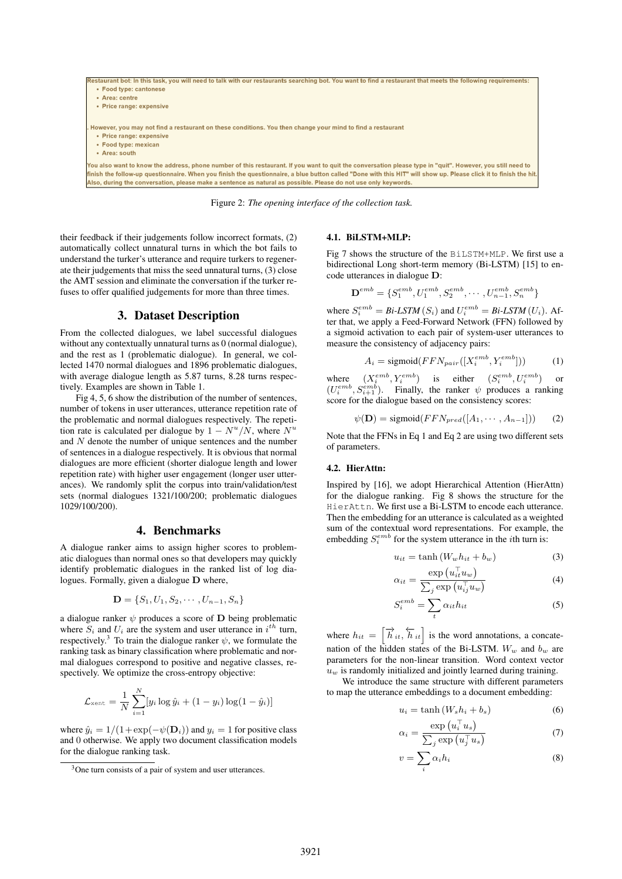Restaurant bot: In this task, you will need to talk with our restaurants searching bot. You want to find a restaurant that meets the following requirements:

- Food type: cantonese
- Area: centre
- Price range: expensive

. However, you may not find a restaurant on these conditions. You then change your mind to find a restaurant

- Price range: expensive
- Food type: mexican
- Area: south

You also want to know the address, phone number of this restaurant. If you want to quit the conversation please type in "quit". However, you still need to finish the follow-up questionnaire. When you finish the questionnaire, a blue button called "Done with this HIT" will show up. Please click it to finish the hit. Also, during the conversation, please make a sentence as natural as possible. Please do not use only keywords.

Figure 2: *The opening interface of the collection task.*

their feedback if their judgements follow incorrect formats, (2) automatically collect unnatural turns in which the bot fails to understand the turker's utterance and require turkers to regenerate their judgements that miss the seed unnatural turns, (3) close the AMT session and eliminate the conversation if the turker refuses to offer qualified judgements for more than three times.

## 3. Dataset Description

From the collected dialogues, we label successful dialogues without any contextually unnatural turns as 0 (normal dialogue), and the rest as 1 (problematic dialogue). In general, we collected 1470 normal dialogues and 1896 problematic dialogues, with average dialogue length as 5.87 turns, 8.28 turns respectively. Examples are shown in Table 1.

Fig 4, 5, 6 show the distribution of the number of sentences, number of tokens in user utterances, utterance repetition rate of the problematic and normal dialogues respectively. The repetition rate is calculated per dialogue by $1 - N^u/N$, where $N^u$ and $N$ denote the number of unique sentences and the number of sentences in a dialogue respectively. It is obvious that normal dialogues are more efficient (shorter dialogue length and lower repetition rate) with higher user engagement (longer user utterances). We randomly split the corpus into train/validation/test sets (normal dialogues 1321/100/200; problematic dialogues 1029/100/200).

## 4. Benchmarks

A dialogue ranker aims to assign higher scores to problematic dialogues than normal ones so that developers may quickly identify problematic dialogues in the ranked list of log dialogues. Formally, given a dialogue $\mathbf{D}$ where,

$$\mathbf{D} = \{S_1, U_1, S_2, \cdots, U_{n-1}, S_n\}$$

a dialogue ranker $\psi$ produces a score of $\mathbf{D}$ being problematic where $S_i$ and $U_i$ are the system and user utterance in $i^{th}$ turn, respectively.[3] To train the dialogue ranker $\psi$, we formulate the ranking task as binary classification where problematic and normal dialogues correspond to positive and negative classes, respectively. We optimize the cross-entropy objective:

$$\mathcal{L}_{\texttt{xent}} = \frac{1}{N}\sum_{i=1}^{N}[y_i \log \hat{y}_i + (1-y_i)\log(1-\hat{y}_i)]$$

where $\hat{y}_i = 1/(1+\exp(-\psi(\mathbf{D}_i))$ and $y_i = 1$ for positive class and 0 otherwise. We apply two document classification models for the dialogue ranking task.

[3]One turn consists of a pair of system and user utterances.

### 4.1. BiLSTM+MLP:

Fig 7 shows the structure of the `BiLSTM+MLP`. We first use a bidirectional Long short-term memory (Bi-LSTM) [15] to encode utterances in dialogue $\mathbf{D}$:

$$\mathbf{D}^{emb} = \{S_1^{emb}, U_1^{emb}, S_2^{emb}, \cdots, U_{n-1}^{emb}, S_n^{emb}\}$$

where $S_i^{emb} = \textit{Bi-LSTM}\,(S_i)$ and $U_i^{emb} = \textit{Bi-LSTM}\,(U_i)$. After that, we apply a Feed-Forward Network (FFN) followed by a sigmoid activation to each pair of system-user utterances to measure the consistency of adjacency pairs:

$$A_i = \text{sigmoid}(FFN_{pair}([X_i^{emb}, Y_i^{emb}])) \tag{1}$$

where $(X_i^{emb}, Y_i^{emb})$ is either $(S_i^{emb}, U_i^{emb})$ or $(U_i^{emb}, S_{i+1}^{emb})$. Finally, the ranker $\psi$ produces a ranking score for the dialogue based on the consistency scores:

$$\psi(\mathbf{D}) = \text{sigmoid}(FFN_{pred}([A_1, \cdots, A_{n-1}])) \tag{2}$$

Note that the FFNs in Eq 1 and Eq 2 are using two different sets of parameters.

### 4.2. HierAttn:

Inspired by [16], we adopt Hierarchical Attention (HierAttn) for the dialogue ranking. Fig 8 shows the structure for the `HierAttn`. We first use a Bi-LSTM to encode each utterance. Then the embedding for an utterance is calculated as a weighted sum of the contextual word representations. For example, the embedding $S_i^{emb}$ for the system utterance in the $i$th turn is:

$$u_{it} = \tanh(W_w h_{it} + b_w) \tag{3}$$

$$\alpha_{it} = \frac{\exp\left(u_{it}^{\top} u_w\right)}{\sum_j \exp\left(u_{ij}^{\top} u_w\right)} \tag{4}$$

$$S_i^{emb} = \sum_t \alpha_{it} h_{it} \tag{5}$$

where $h_{it} = \left[\overrightarrow{h}_{it}, \overleftarrow{h}_{it}\right]$ is the word annotations, a concatenation of the hidden states of the Bi-LSTM. $W_w$ and $b_w$ are parameters for the non-linear transition. Word context vector $u_w$ is randomly initialized and jointly learned during training.

We introduce the same structure with different parameters to map the utterance embeddings to a document embedding:

$$u_i = \tanh(W_s h_i + b_s) \tag{6}$$

$$\alpha_i = \frac{\exp\left(u_i^{\top} u_s\right)}{\sum_j \exp\left(u_j^{\top} u_s\right)} \tag{7}$$

$$v = \sum_i \alpha_i h_i \tag{8}$$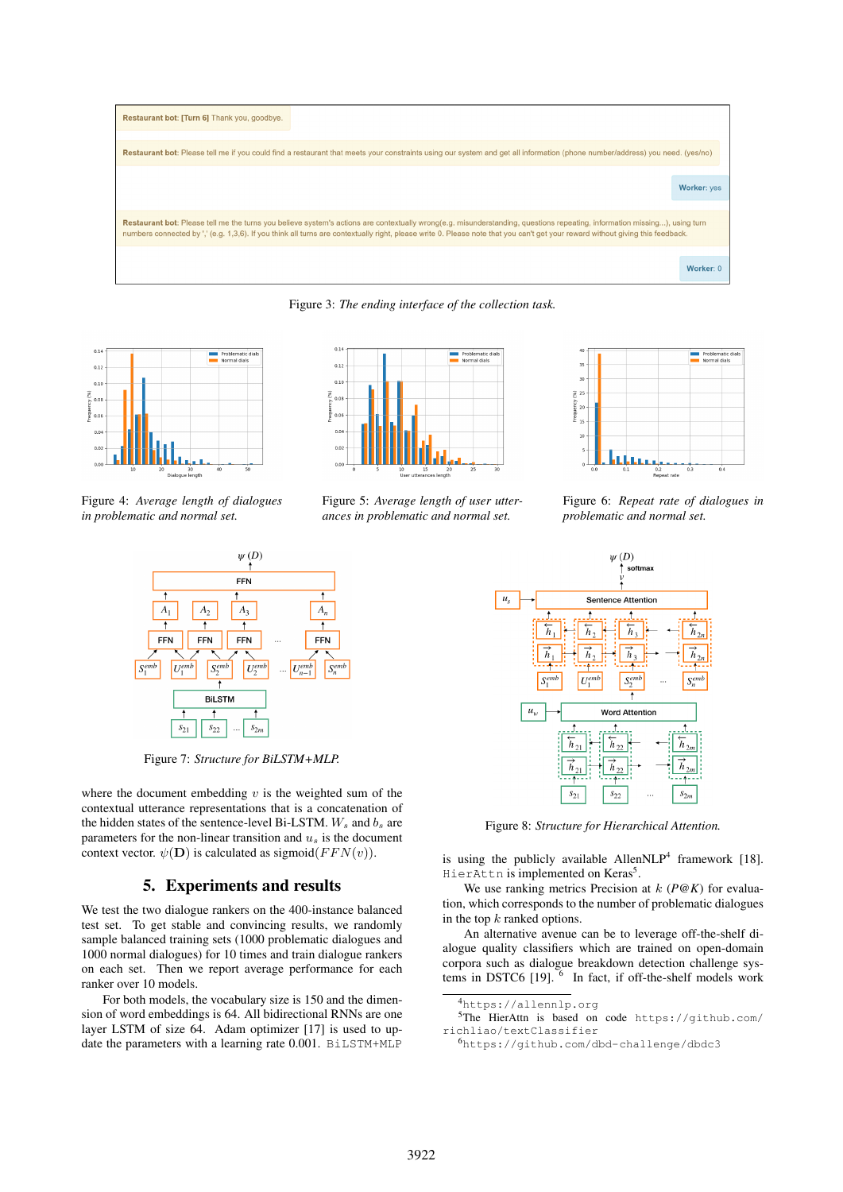Figure 3: *The ending interface of the collection task.*

Figure 4: *Average length of dialogues in problematic and normal set.*

Figure 5: *Average length of user utterances in problematic and normal set.*

Figure 6: *Repeat rate of dialogues in problematic and normal set.*

Figure 7: *Structure for BiLSTM+MLP.*

Figure 8: *Structure for Hierarchical Attention.*

where the document embedding $v$ is the weighted sum of the contextual utterance representations that is a concatenation of the hidden states of the sentence-level Bi-LSTM. $W_s$ and $b_s$ are parameters for the non-linear transition and $u_s$ is the document context vector. $\psi(\mathbf{D})$ is calculated as sigmoid$(FFN(v))$.

## 5. Experiments and results

We test the two dialogue rankers on the 400-instance balanced test set. To get stable and convincing results, we randomly sample balanced training sets (1000 problematic dialogues and 1000 normal dialogues) for 10 times and train dialogue rankers on each set. Then we report average performance for each ranker over 10 models.

For both models, the vocabulary size is 150 and the dimension of word embeddings is 64. All bidirectional RNNs are one layer LSTM of size 64. Adam optimizer [17] is used to update the parameters with a learning rate 0.001. `BiLSTM+MLP` is using the publicly available AllenNLP[4] framework [18]. `HierAttn` is implemented on Keras[5].

We use ranking metrics Precision at $k$ ($P@K$) for evaluation, which corresponds to the number of problematic dialogues in the top $k$ ranked options.

An alternative avenue can be to leverage off-the-shelf dialogue quality classifiers which are trained on open-domain corpora such as dialogue breakdown detection challenge systems in DSTC6 [19]. [6] In fact, if off-the-shelf models work

[4] https://allennlp.org

[5] The HierAttn is based on code https://github.com/richliao/textClassifier

[6] https://github.com/dbd-challenge/dbdc3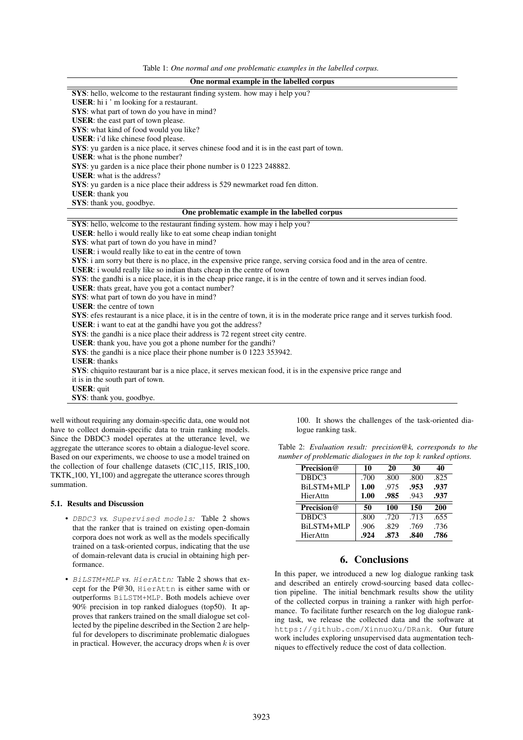Table 1: *One normal and one problematic examples in the labelled corpus.*

| One normal example in the labelled corpus |
|---|
| **SYS**: hello, welcome to the restaurant finding system. how may i help you? |
| **USER**: hi i ' m looking for a restaurant. |
| **SYS**: what part of town do you have in mind? |
| **USER**: the east part of town please. |
| **SYS**: what kind of food would you like? |
| **USER**: i'd like chinese food please. |
| **SYS**: yu garden is a nice place, it serves chinese food and it is in the east part of town. |
| **USER**: what is the phone number? |
| **SYS**: yu garden is a nice place their phone number is 0 1223 248882. |
| **USER**: what is the address? |
| **SYS**: yu garden is a nice place their address is 529 newmarket road fen ditton. |
| **USER**: thank you |
| **SYS**: thank you, goodbye. |

| One problematic example in the labelled corpus |
|---|
| **SYS**: hello, welcome to the restaurant finding system. how may i help you? |
| **USER**: hello i would really like to eat some cheap indian tonight |
| **SYS**: what part of town do you have in mind? |
| **USER**: i would really like to eat in the centre of town |
| **SYS**: i am sorry but there is no place, in the expensive price range, serving corsica food and in the area of centre. |
| **USER**: i would really like so indian thats cheap in the centre of town |
| **SYS**: the gandhi is a nice place, it is in the cheap price range, it is in the centre of town and it serves indian food. |
| **USER**: thats great, have you got a contact number? |
| **SYS**: what part of town do you have in mind? |
| **USER**: the centre of town |
| **SYS**: efes restaurant is a nice place, it is in the centre of town, it is in the moderate price range and it serves turkish food. |
| **USER**: i want to eat at the gandhi have you got the address? |
| **SYS**: the gandhi is a nice place their address is 72 regent street city centre. |
| **USER**: thank you, have you got a phone number for the gandhi? |
| **SYS**: the gandhi is a nice place their phone number is 0 1223 353942. |
| **USER**: thanks |
| **SYS**: chiquito restaurant bar is a nice place, it serves mexican food, it is in the expensive price range and it is in the south part of town. |
| **USER**: quit |
| **SYS**: thank you, goodbye. |

well without requiring any domain-specific data, one would not have to collect domain-specific data to train ranking models. Since the DBDC3 model operates at the utterance level, we aggregate the utterance scores to obtain a dialogue-level score. Based on our experiments, we choose to use a model trained on the collection of four challenge datasets (CIC_115, IRIS_100, TKTK_100, YI_100) and aggregate the utterance scores through summation.

### 5.1. Results and Discussion

- *DBDC3 vs. Supervised models:* Table 2 shows that the ranker that is trained on existing open-domain corpora does not work as well as the models specifically trained on a task-oriented corpus, indicating that the use of domain-relevant data is crucial in obtaining high performance.
- *BiLSTM+MLP vs. HierAttn:* Table 2 shows that except for the P@30, HierAttn is either same with or outperforms BiLSTM+MLP. Both models achieve over 90% precision in top ranked dialogues (top50). It approves that rankers trained on the small dialogue set collected by the pipeline described in the Section 2 are helpful for developers to discriminate problematic dialogues in practical. However, the accuracy drops when $k$ is over 100. It shows the challenges of the task-oriented dialogue ranking task.

Table 2: *Evaluation result: precision@k, corresponds to the number of problematic dialogues in the top $k$ ranked options.*

| Precision@ | 10 | 20 | 30 | 40 |
|---|---|---|---|---|
| DBDC3 | .700 | .800 | .800 | .825 |
| BiLSTM+MLP | **1.00** | .975 | **.953** | **.937** |
| HierAttn | **1.00** | **.985** | .943 | **.937** |
| **Precision@** | **50** | **100** | **150** | **200** |
| DBDC3 | .800 | .720 | .713 | .655 |
| BiLSTM+MLP | .906 | .829 | .769 | .736 |
| HierAttn | **.924** | **.873** | **.840** | **.786** |

## 6. Conclusions

In this paper, we introduced a new log dialogue ranking task and described an entirely crowd-sourcing based data collection pipeline. The initial benchmark results show the utility of the collected corpus in training a ranker with high performance. To facilitate further research on the log dialogue ranking task, we release the collected data and the software at https://github.com/XinnuoXu/DRank. Our future work includes exploring unsupervised data augmentation techniques to effectively reduce the cost of data collection.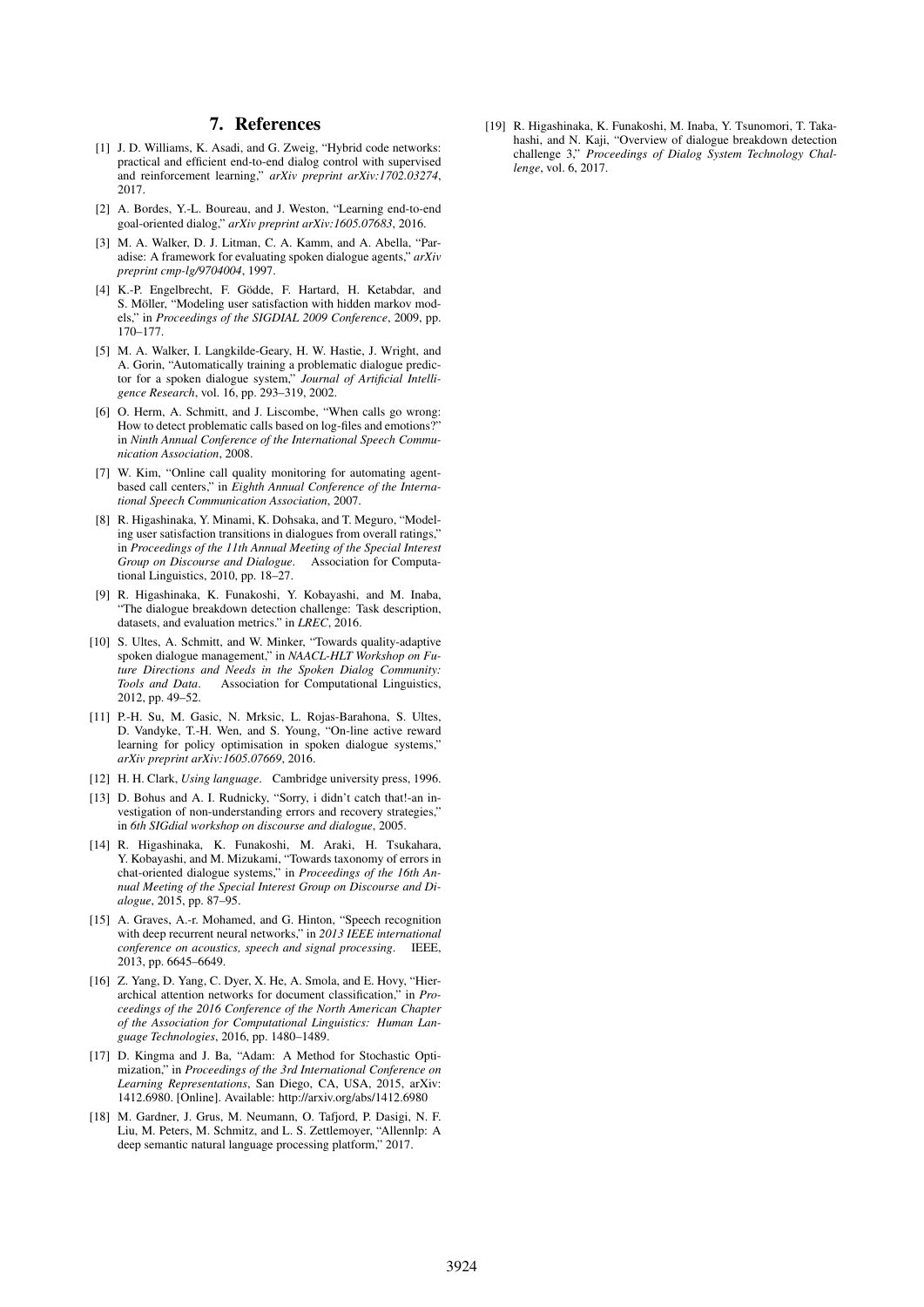## 7. References

[1] J. D. Williams, K. Asadi, and G. Zweig, "Hybrid code networks: practical and efficient end-to-end dialog control with supervised and reinforcement learning," *arXiv preprint arXiv:1702.03274*, 2017.

[2] A. Bordes, Y.-L. Boureau, and J. Weston, "Learning end-to-end goal-oriented dialog," *arXiv preprint arXiv:1605.07683*, 2016.

[3] M. A. Walker, D. J. Litman, C. A. Kamm, and A. Abella, "Paradise: A framework for evaluating spoken dialogue agents," *arXiv preprint cmp-lg/9704004*, 1997.

[4] K.-P. Engelbrecht, F. Gödde, F. Hartard, H. Ketabdar, and S. Möller, "Modeling user satisfaction with hidden markov models," in *Proceedings of the SIGDIAL 2009 Conference*, 2009, pp. 170–177.

[5] M. A. Walker, I. Langkilde-Geary, H. W. Hastie, J. Wright, and A. Gorin, "Automatically training a problematic dialogue predictor for a spoken dialogue system," *Journal of Artificial Intelligence Research*, vol. 16, pp. 293–319, 2002.

[6] O. Herm, A. Schmitt, and J. Liscombe, "When calls go wrong: How to detect problematic calls based on log-files and emotions?" in *Ninth Annual Conference of the International Speech Communication Association*, 2008.

[7] W. Kim, "Online call quality monitoring for automating agent-based call centers," in *Eighth Annual Conference of the International Speech Communication Association*, 2007.

[8] R. Higashinaka, Y. Minami, K. Dohsaka, and T. Meguro, "Modeling user satisfaction transitions in dialogues from overall ratings," in *Proceedings of the 11th Annual Meeting of the Special Interest Group on Discourse and Dialogue*. Association for Computational Linguistics, 2010, pp. 18–27.

[9] R. Higashinaka, K. Funakoshi, Y. Kobayashi, and M. Inaba, "The dialogue breakdown detection challenge: Task description, datasets, and evaluation metrics." in *LREC*, 2016.

[10] S. Ultes, A. Schmitt, and W. Minker, "Towards quality-adaptive spoken dialogue management," in *NAACL-HLT Workshop on Future Directions and Needs in the Spoken Dialog Community: Tools and Data*. Association for Computational Linguistics, 2012, pp. 49–52.

[11] P.-H. Su, M. Gasic, N. Mrksic, L. Rojas-Barahona, S. Ultes, D. Vandyke, T.-H. Wen, and S. Young, "On-line active reward learning for policy optimisation in spoken dialogue systems," *arXiv preprint arXiv:1605.07669*, 2016.

[12] H. H. Clark, *Using language*. Cambridge university press, 1996.

[13] D. Bohus and A. I. Rudnicky, "Sorry, i didn't catch that!-an investigation of non-understanding errors and recovery strategies," in *6th SIGdial workshop on discourse and dialogue*, 2005.

[14] R. Higashinaka, K. Funakoshi, M. Araki, H. Tsukahara, Y. Kobayashi, and M. Mizukami, "Towards taxonomy of errors in chat-oriented dialogue systems," in *Proceedings of the 16th Annual Meeting of the Special Interest Group on Discourse and Dialogue*, 2015, pp. 87–95.

[15] A. Graves, A.-r. Mohamed, and G. Hinton, "Speech recognition with deep recurrent neural networks," in *2013 IEEE international conference on acoustics, speech and signal processing*. IEEE, 2013, pp. 6645–6649.

[16] Z. Yang, D. Yang, C. Dyer, X. He, A. Smola, and E. Hovy, "Hierarchical attention networks for document classification," in *Proceedings of the 2016 Conference of the North American Chapter of the Association for Computational Linguistics: Human Language Technologies*, 2016, pp. 1480–1489.

[17] D. Kingma and J. Ba, "Adam: A Method for Stochastic Optimization," in *Proceedings of the 3rd International Conference on Learning Representations*, San Diego, CA, USA, 2015, arXiv: 1412.6980. [Online]. Available: http://arxiv.org/abs/1412.6980

[18] M. Gardner, J. Grus, M. Neumann, O. Tafjord, P. Dasigi, N. F. Liu, M. Peters, M. Schmitz, and L. S. Zettlemoyer, "Allennlp: A deep semantic natural language processing platform," 2017.

[19] R. Higashinaka, K. Funakoshi, M. Inaba, Y. Tsunomori, T. Takahashi, and N. Kaji, "Overview of dialogue breakdown detection challenge 3," *Proceedings of Dialog System Technology Challenge*, vol. 6, 2017.